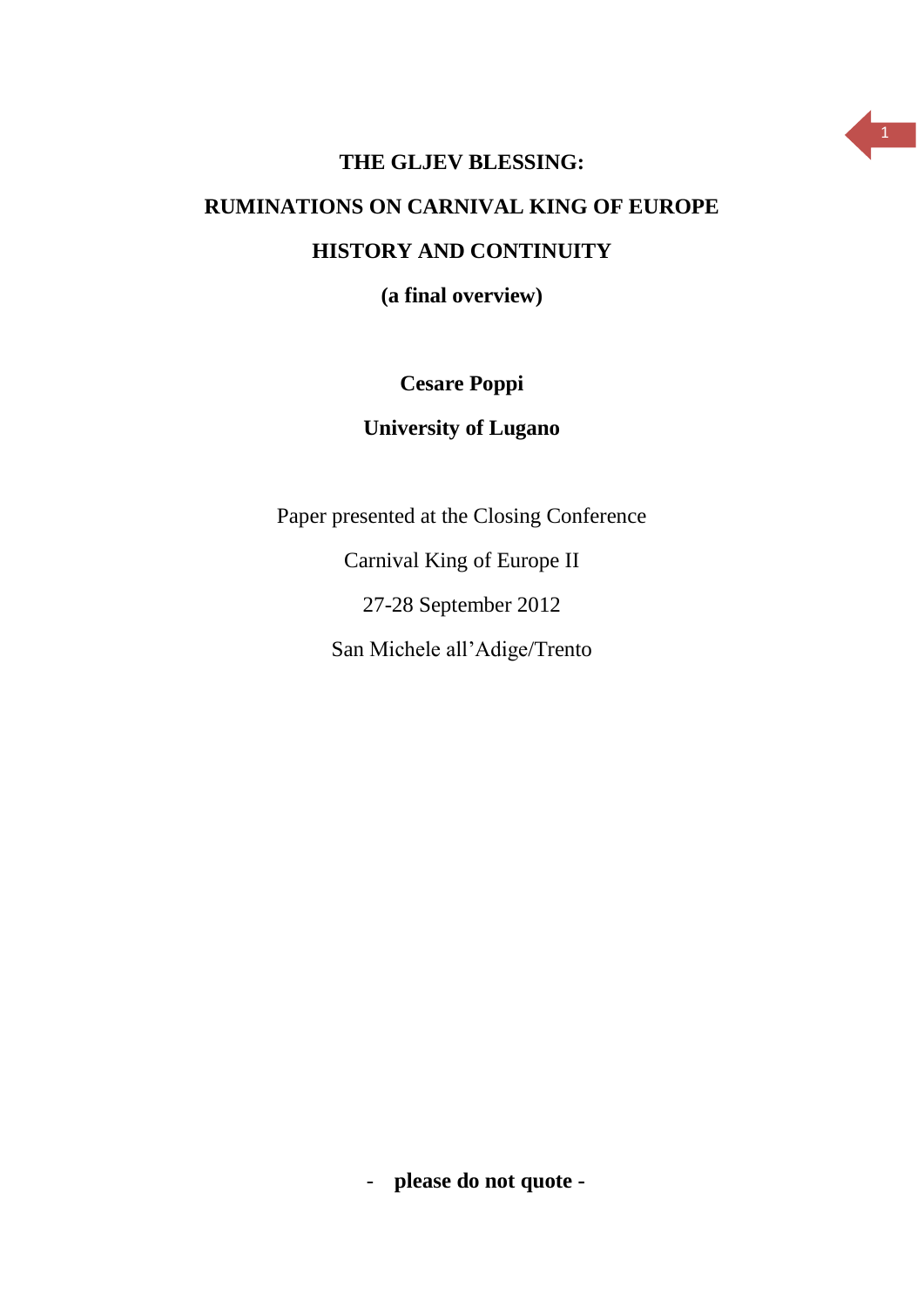# THE GLJEV BLESSING:

# RUMINATIONS ON CARNIVAL KING OF EUROPE

# HISTORY AND CONTINUITY

**(a final overview)**

**Cesare Poppi**

**University of Lugano**

Paper presented at the Closing Conference

Carnival King of Europe II

27-28 September 2012

San Michele all'Adige/Trento

- **please do not quote -**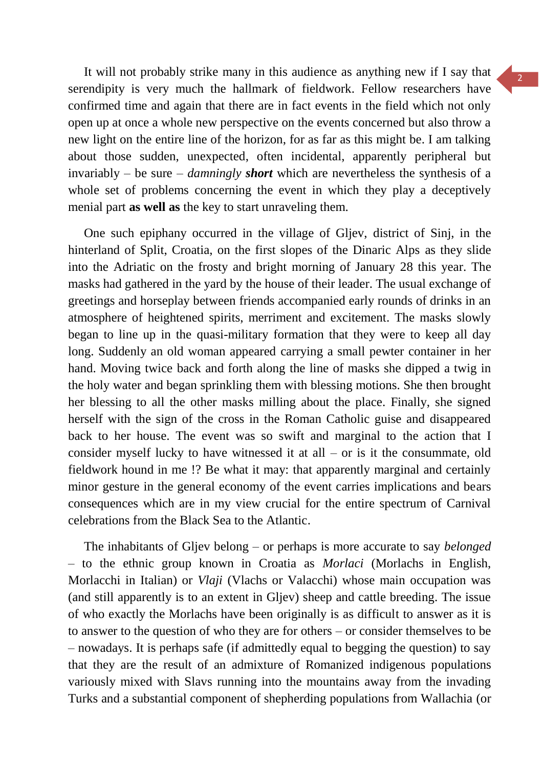It will not probably strike many in this audience as anything new if I say that serendipity is very much the hallmark of fieldwork. Fellow researchers have confirmed time and again that there are in fact events in the field which not only open up at once a whole new perspective on the events concerned but also throw a new light on the entire line of the horizon, for as far as this might be. I am talking about those sudden, unexpected, often incidental, apparently peripheral but invariably – be sure – *damningly* ***short*** which are nevertheless the synthesis of a whole set of problems concerning the event in which they play a deceptively menial part **as well as** the key to start unraveling them.

One such epiphany occurred in the village of Gljev, district of Sinj, in the hinterland of Split, Croatia, on the first slopes of the Dinaric Alps as they slide into the Adriatic on the frosty and bright morning of January 28 this year. The masks had gathered in the yard by the house of their leader. The usual exchange of greetings and horseplay between friends accompanied early rounds of drinks in an atmosphere of heightened spirits, merriment and excitement. The masks slowly began to line up in the quasi-military formation that they were to keep all day long. Suddenly an old woman appeared carrying a small pewter container in her hand. Moving twice back and forth along the line of masks she dipped a twig in the holy water and began sprinkling them with blessing motions. She then brought her blessing to all the other masks milling about the place. Finally, she signed herself with the sign of the cross in the Roman Catholic guise and disappeared back to her house. The event was so swift and marginal to the action that I consider myself lucky to have witnessed it at all – or is it the consummate, old fieldwork hound in me !? Be what it may: that apparently marginal and certainly minor gesture in the general economy of the event carries implications and bears consequences which are in my view crucial for the entire spectrum of Carnival celebrations from the Black Sea to the Atlantic.

The inhabitants of Gljev belong – or perhaps is more accurate to say *belonged* – to the ethnic group known in Croatia as *Morlaci* (Morlachs in English, Morlacchi in Italian) or *Vlaji* (Vlachs or Valacchi) whose main occupation was (and still apparently is to an extent in Gljev) sheep and cattle breeding. The issue of who exactly the Morlachs have been originally is as difficult to answer as it is to answer to the question of who they are for others – or consider themselves to be – nowadays. It is perhaps safe (if admittedly equal to begging the question) to say that they are the result of an admixture of Romanized indigenous populations variously mixed with Slavs running into the mountains away from the invading Turks and a substantial component of shepherding populations from Wallachia (or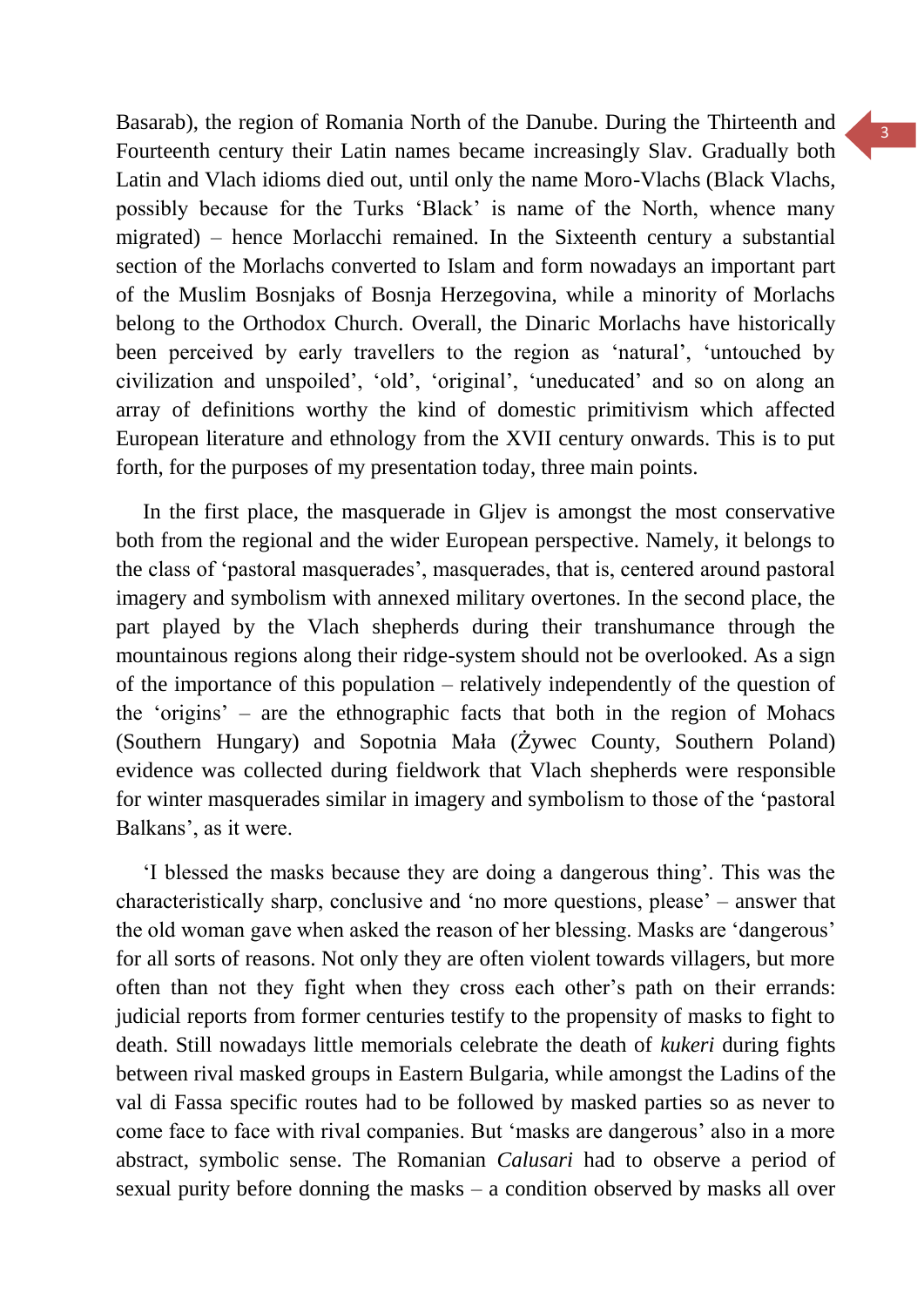Basarab), the region of Romania North of the Danube. During the Thirteenth and Fourteenth century their Latin names became increasingly Slav. Gradually both Latin and Vlach idioms died out, until only the name Moro-Vlachs (Black Vlachs, possibly because for the Turks 'Black' is name of the North, whence many migrated) – hence Morlacchi remained. In the Sixteenth century a substantial section of the Morlachs converted to Islam and form nowadays an important part of the Muslim Bosnjaks of Bosnja Herzegovina, while a minority of Morlachs belong to the Orthodox Church. Overall, the Dinaric Morlachs have historically been perceived by early travellers to the region as 'natural', 'untouched by civilization and unspoiled', 'old', 'original', 'uneducated' and so on along an array of definitions worthy the kind of domestic primitivism which affected European literature and ethnology from the XVII century onwards. This is to put forth, for the purposes of my presentation today, three main points.

In the first place, the masquerade in Gljev is amongst the most conservative both from the regional and the wider European perspective. Namely, it belongs to the class of 'pastoral masquerades', masquerades, that is, centered around pastoral imagery and symbolism with annexed military overtones. In the second place, the part played by the Vlach shepherds during their transhumance through the mountainous regions along their ridge-system should not be overlooked. As a sign of the importance of this population – relatively independently of the question of the 'origins' – are the ethnographic facts that both in the region of Mohacs (Southern Hungary) and Sopotnia Mała (Żywec County, Southern Poland) evidence was collected during fieldwork that Vlach shepherds were responsible for winter masquerades similar in imagery and symbolism to those of the 'pastoral Balkans', as it were.

'I blessed the masks because they are doing a dangerous thing'. This was the characteristically sharp, conclusive and 'no more questions, please' – answer that the old woman gave when asked the reason of her blessing. Masks are 'dangerous' for all sorts of reasons. Not only they are often violent towards villagers, but more often than not they fight when they cross each other's path on their errands: judicial reports from former centuries testify to the propensity of masks to fight to death. Still nowadays little memorials celebrate the death of *kukeri* during fights between rival masked groups in Eastern Bulgaria, while amongst the Ladins of the val di Fassa specific routes had to be followed by masked parties so as never to come face to face with rival companies. But 'masks are dangerous' also in a more abstract, symbolic sense. The Romanian *Calusari* had to observe a period of sexual purity before donning the masks – a condition observed by masks all over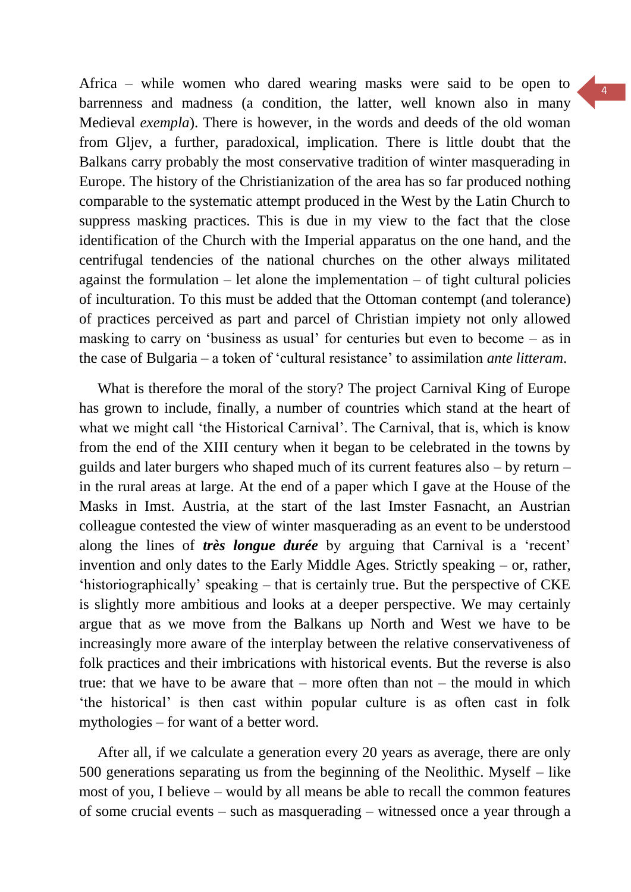Africa – while women who dared wearing masks were said to be open to barrenness and madness (a condition, the latter, well known also in many Medieval *exempla*). There is however, in the words and deeds of the old woman from Gljev, a further, paradoxical, implication. There is little doubt that the Balkans carry probably the most conservative tradition of winter masquerading in Europe. The history of the Christianization of the area has so far produced nothing comparable to the systematic attempt produced in the West by the Latin Church to suppress masking practices. This is due in my view to the fact that the close identification of the Church with the Imperial apparatus on the one hand, and the centrifugal tendencies of the national churches on the other always militated against the formulation – let alone the implementation – of tight cultural policies of inculturation. To this must be added that the Ottoman contempt (and tolerance) of practices perceived as part and parcel of Christian impiety not only allowed masking to carry on 'business as usual' for centuries but even to become – as in the case of Bulgaria – a token of 'cultural resistance' to assimilation *ante litteram*.

What is therefore the moral of the story? The project Carnival King of Europe has grown to include, finally, a number of countries which stand at the heart of what we might call 'the Historical Carnival'. The Carnival, that is, which is know from the end of the XIII century when it began to be celebrated in the towns by guilds and later burgers who shaped much of its current features also – by return – in the rural areas at large. At the end of a paper which I gave at the House of the Masks in Imst. Austria, at the start of the last Imster Fasnacht, an Austrian colleague contested the view of winter masquerading as an event to be understood along the lines of ***très longue durée*** by arguing that Carnival is a 'recent' invention and only dates to the Early Middle Ages. Strictly speaking – or, rather, 'historiographically' speaking – that is certainly true. But the perspective of CKE is slightly more ambitious and looks at a deeper perspective. We may certainly argue that as we move from the Balkans up North and West we have to be increasingly more aware of the interplay between the relative conservativeness of folk practices and their imbrications with historical events. But the reverse is also true: that we have to be aware that – more often than not – the mould in which 'the historical' is then cast within popular culture is as often cast in folk mythologies – for want of a better word.

After all, if we calculate a generation every 20 years as average, there are only 500 generations separating us from the beginning of the Neolithic. Myself – like most of you, I believe – would by all means be able to recall the common features of some crucial events – such as masquerading – witnessed once a year through a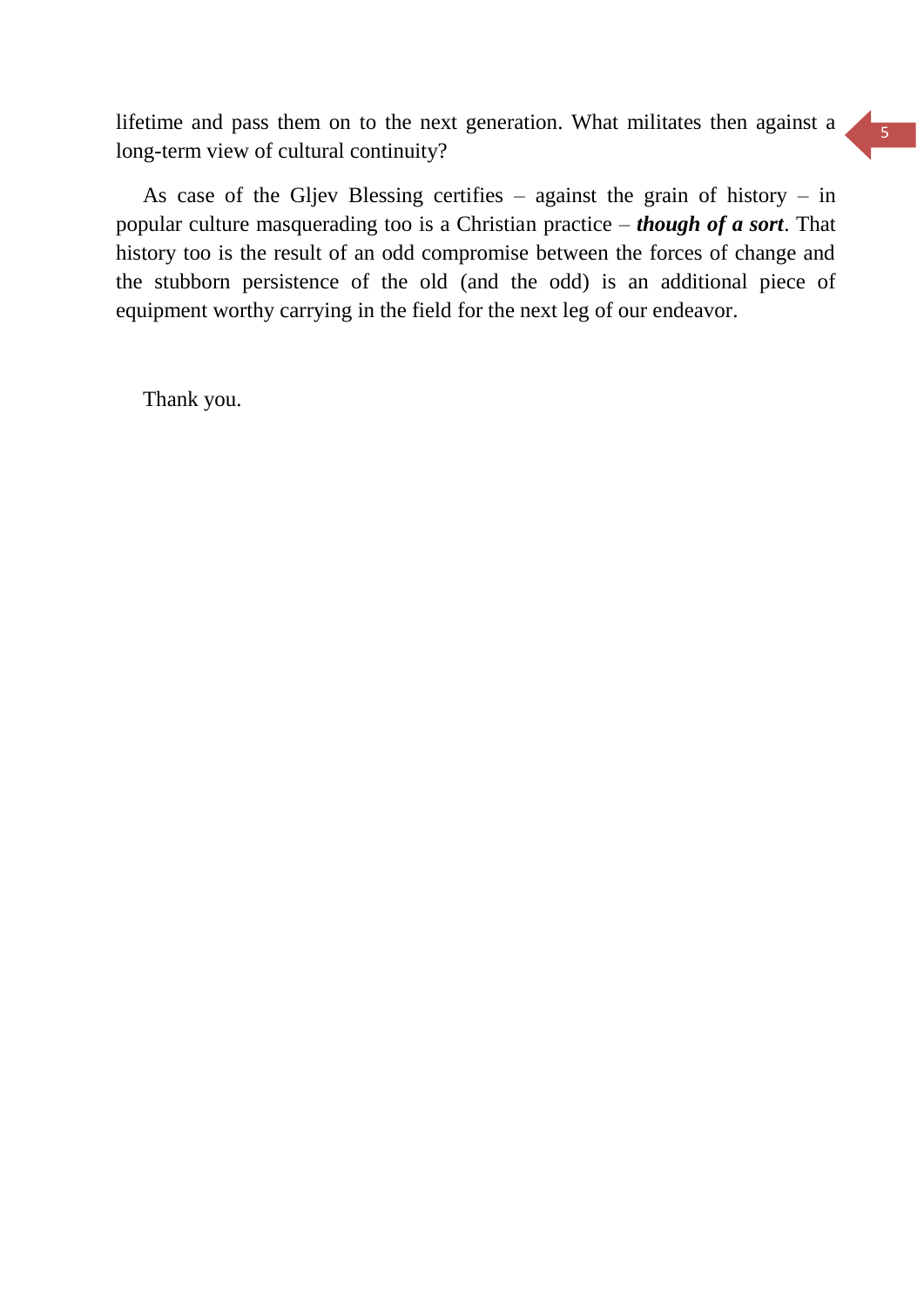lifetime and pass them on to the next generation. What militates then against a long-term view of cultural continuity?

As case of the Gljev Blessing certifies – against the grain of history – in popular culture masquerading too is a Christian practice – ***though of a sort***. That history too is the result of an odd compromise between the forces of change and the stubborn persistence of the old (and the odd) is an additional piece of equipment worthy carrying in the field for the next leg of our endeavor.

Thank you.